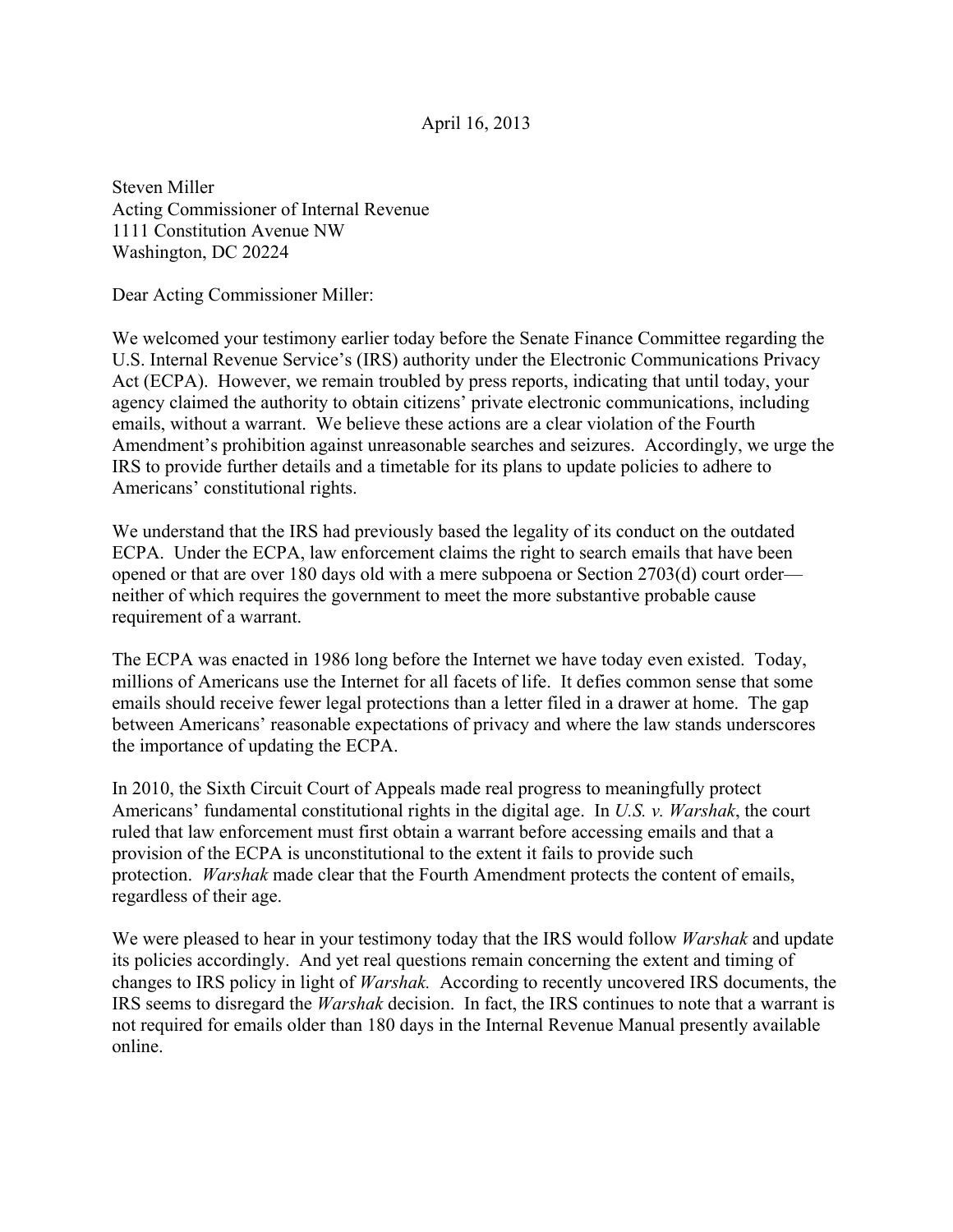April 16, 2013

Steven Miller
Acting Commissioner of Internal Revenue
1111 Constitution Avenue NW
Washington, DC 20224

Dear Acting Commissioner Miller:

We welcomed your testimony earlier today before the Senate Finance Committee regarding the U.S. Internal Revenue Service's (IRS) authority under the Electronic Communications Privacy Act (ECPA). However, we remain troubled by press reports, indicating that until today, your agency claimed the authority to obtain citizens' private electronic communications, including emails, without a warrant. We believe these actions are a clear violation of the Fourth Amendment's prohibition against unreasonable searches and seizures. Accordingly, we urge the IRS to provide further details and a timetable for its plans to update policies to adhere to Americans' constitutional rights.

We understand that the IRS had previously based the legality of its conduct on the outdated ECPA. Under the ECPA, law enforcement claims the right to search emails that have been opened or that are over 180 days old with a mere subpoena or Section 2703(d) court order—neither of which requires the government to meet the more substantive probable cause requirement of a warrant.

The ECPA was enacted in 1986 long before the Internet we have today even existed. Today, millions of Americans use the Internet for all facets of life. It defies common sense that some emails should receive fewer legal protections than a letter filed in a drawer at home. The gap between Americans' reasonable expectations of privacy and where the law stands underscores the importance of updating the ECPA.

In 2010, the Sixth Circuit Court of Appeals made real progress to meaningfully protect Americans' fundamental constitutional rights in the digital age. In *U.S. v. Warshak*, the court ruled that law enforcement must first obtain a warrant before accessing emails and that a provision of the ECPA is unconstitutional to the extent it fails to provide such protection. *Warshak* made clear that the Fourth Amendment protects the content of emails, regardless of their age.

We were pleased to hear in your testimony today that the IRS would follow *Warshak* and update its policies accordingly. And yet real questions remain concerning the extent and timing of changes to IRS policy in light of *Warshak.* According to recently uncovered IRS documents, the IRS seems to disregard the *Warshak* decision. In fact, the IRS continues to note that a warrant is not required for emails older than 180 days in the Internal Revenue Manual presently available online.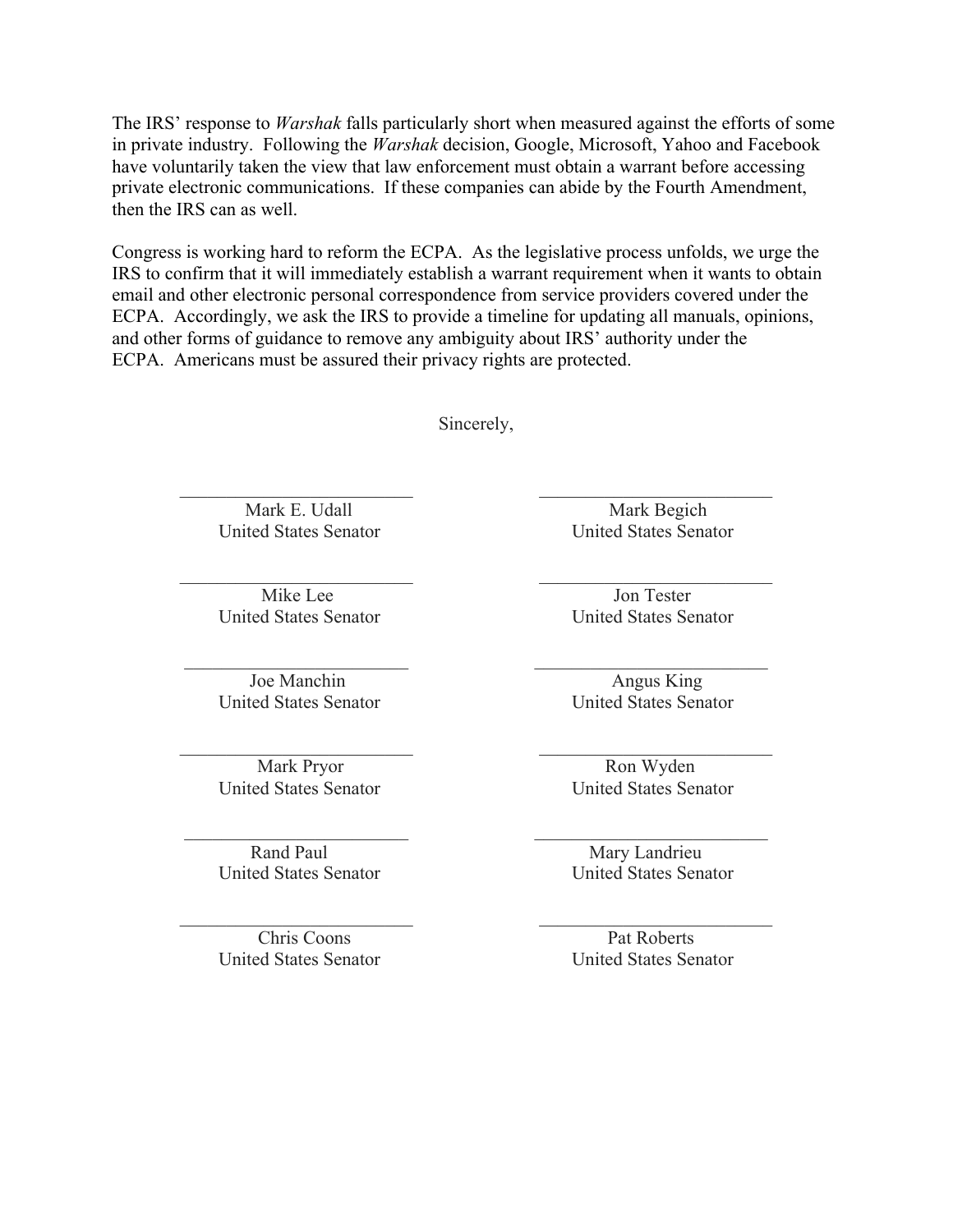The IRS' response to *Warshak* falls particularly short when measured against the efforts of some in private industry. Following the *Warshak* decision, Google, Microsoft, Yahoo and Facebook have voluntarily taken the view that law enforcement must obtain a warrant before accessing private electronic communications. If these companies can abide by the Fourth Amendment, then the IRS can as well.

Congress is working hard to reform the ECPA. As the legislative process unfolds, we urge the IRS to confirm that it will immediately establish a warrant requirement when it wants to obtain email and other electronic personal correspondence from service providers covered under the ECPA. Accordingly, we ask the IRS to provide a timeline for updating all manuals, opinions, and other forms of guidance to remove any ambiguity about IRS' authority under the ECPA. Americans must be assured their privacy rights are protected.

Sincerely,

Mark E. Udall
United States Senator

Mark Begich
United States Senator

Mike Lee
United States Senator

Jon Tester
United States Senator

Joe Manchin
United States Senator

Angus King
United States Senator

Mark Pryor
United States Senator

Ron Wyden
United States Senator

Rand Paul
United States Senator

Mary Landrieu
United States Senator

Chris Coons
United States Senator

Pat Roberts
United States Senator